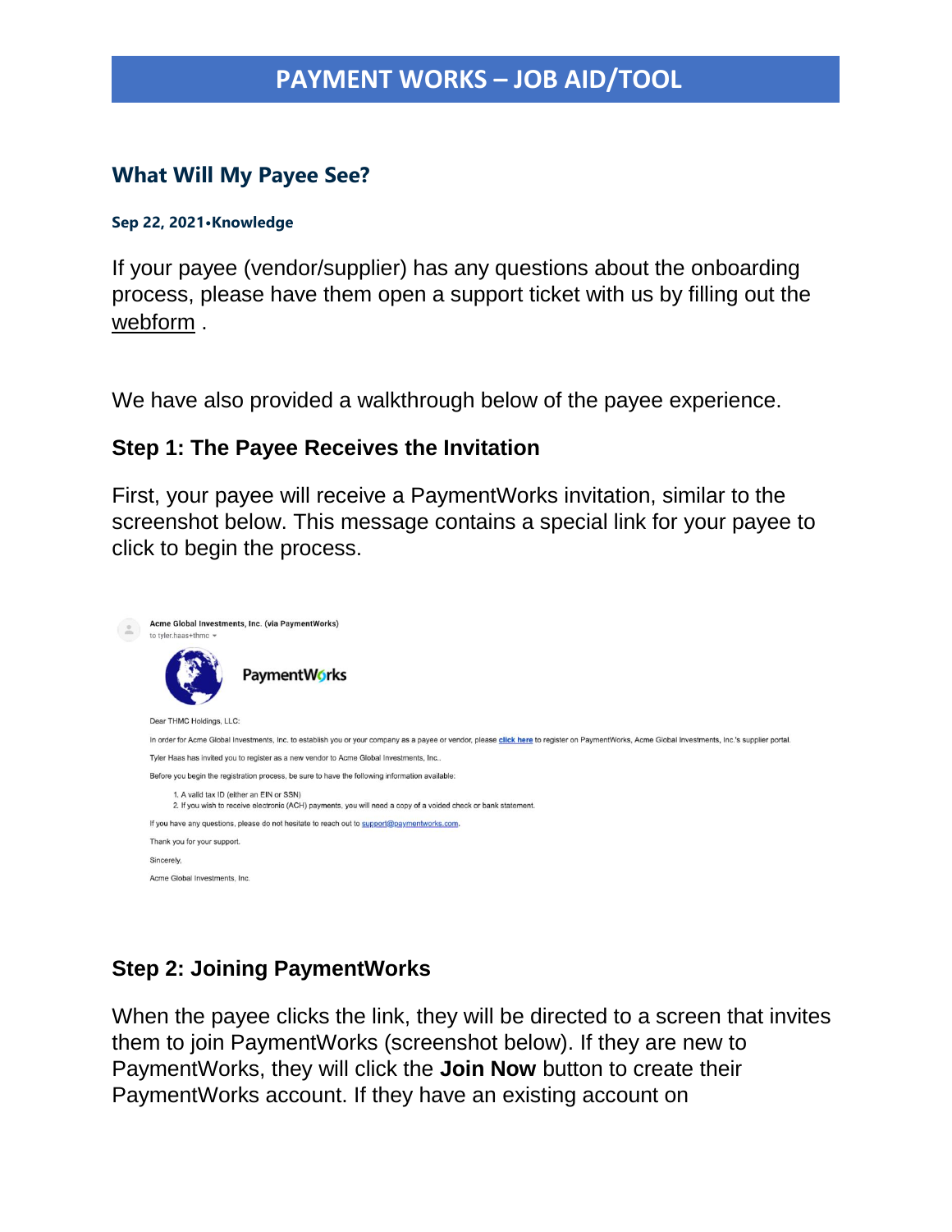# PAYMENT WORKS – JOB AID/TOOL

## What Will My Payee See?

**Sep 22, 2021•Knowledge**

If your payee (vendor/supplier) has any questions about the onboarding process, please have them open a support ticket with us by filling out the webform .

We have also provided a walkthrough below of the payee experience.

### Step 1: The Payee Receives the Invitation

First, your payee will receive a PaymentWorks invitation, similar to the screenshot below. This message contains a special link for your payee to click to begin the process.

Acme Global Investments, Inc. (via PaymentWorks)
to tyler.haas+thmc

PaymentWorks

Dear THMC Holdings, LLC:

In order for Acme Global Investments, Inc. to establish you or your company as a payee or vendor, please click here to register on PaymentWorks, Acme Global Investments, Inc.'s supplier portal.

Tyler Haas has invited you to register as a new vendor to Acme Global Investments, Inc..

Before you begin the registration process, be sure to have the following information available:

1. A valid tax ID (either an EIN or SSN)
2. If you wish to receive electronic (ACH) payments, you will need a copy of a voided check or bank statement.

If you have any questions, please do not hesitate to reach out to support@paymentworks.com.

Thank you for your support.

Sincerely,

Acme Global Investments, Inc.

### Step 2: Joining PaymentWorks

When the payee clicks the link, they will be directed to a screen that invites them to join PaymentWorks (screenshot below). If they are new to PaymentWorks, they will click the **Join Now** button to create their PaymentWorks account. If they have an existing account on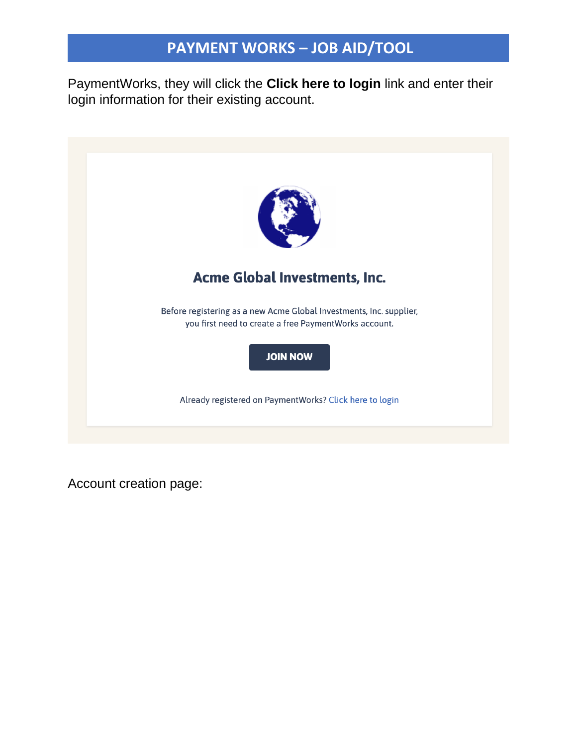PaymentWorks, they will click the **Click here to login** link and enter their login information for their existing account.

**Acme Global Investments, Inc.**

Before registering as a new Acme Global Investments, Inc. supplier, you first need to create a free PaymentWorks account.

**JOIN NOW**

Already registered on PaymentWorks? Click here to login

Account creation page: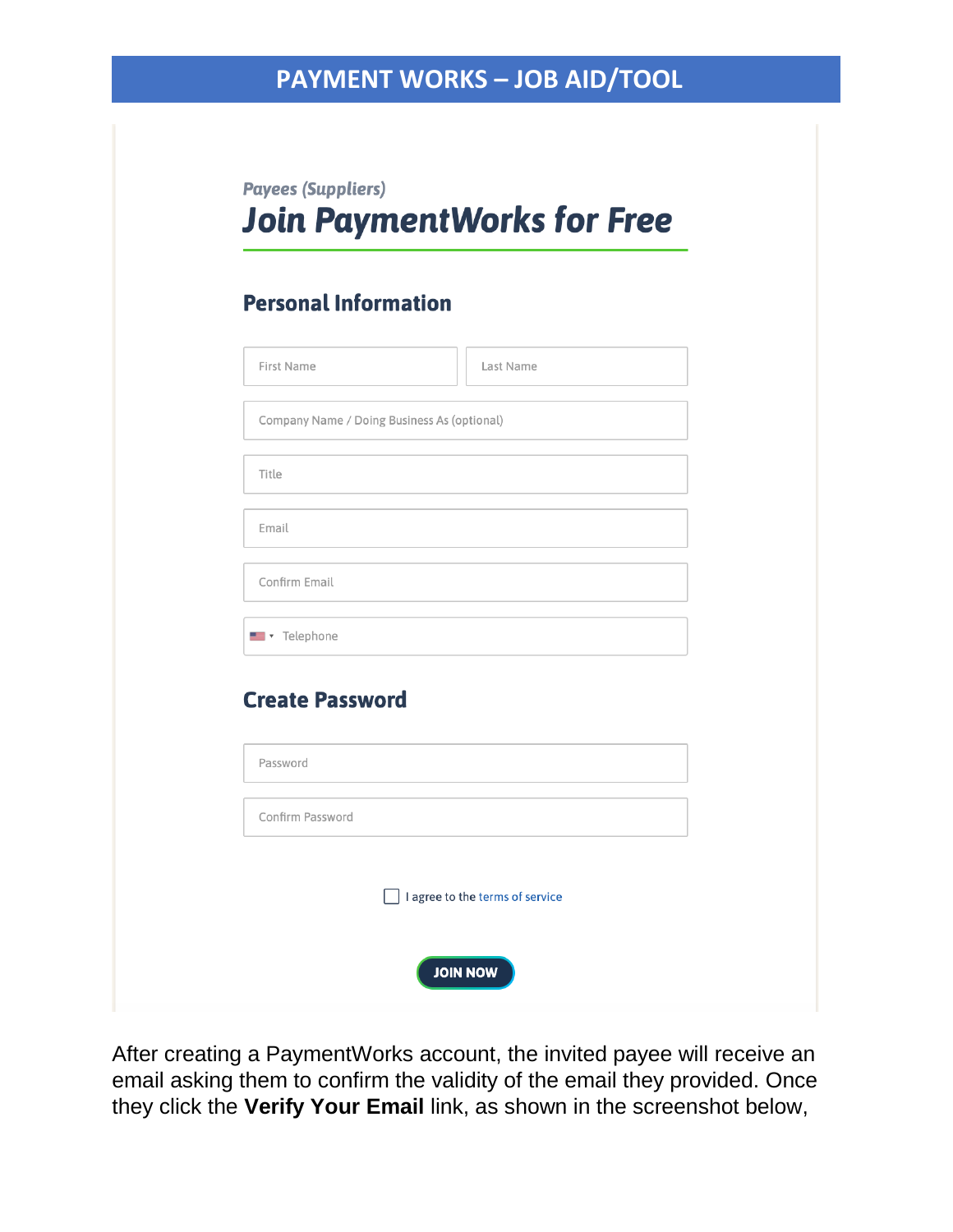Payees (Suppliers)

**Join PaymentWorks for Free**

**Personal Information**

First Name

Last Name

Company Name / Doing Business As (optional)

Title

Email

Confirm Email

Telephone

**Create Password**

Password

Confirm Password

I agree to the terms of service

JOIN NOW

After creating a PaymentWorks account, the invited payee will receive an email asking them to confirm the validity of the email they provided. Once they click the **Verify Your Email** link, as shown in the screenshot below,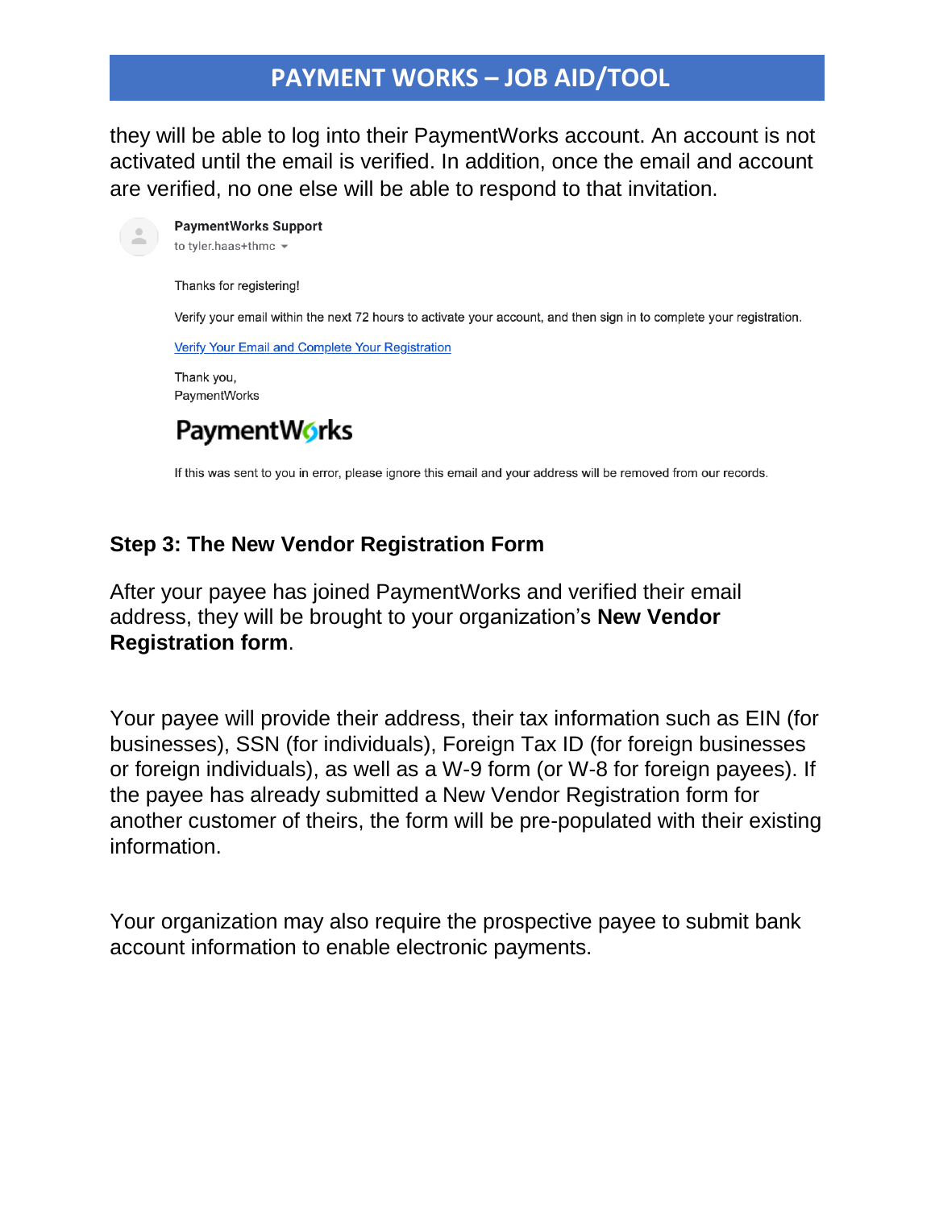they will be able to log into their PaymentWorks account. An account is not activated until the email is verified. In addition, once the email and account are verified, no one else will be able to respond to that invitation.

**PaymentWorks Support**
to tyler.haas+thmc

Thanks for registering!

Verify your email within the next 72 hours to activate your account, and then sign in to complete your registration.

Verify Your Email and Complete Your Registration

Thank you,
PaymentWorks

PaymentWorks

If this was sent to you in error, please ignore this email and your address will be removed from our records.

### Step 3: The New Vendor Registration Form

After your payee has joined PaymentWorks and verified their email address, they will be brought to your organization's **New Vendor Registration form**.

Your payee will provide their address, their tax information such as EIN (for businesses), SSN (for individuals), Foreign Tax ID (for foreign businesses or foreign individuals), as well as a W-9 form (or W-8 for foreign payees). If the payee has already submitted a New Vendor Registration form for another customer of theirs, the form will be pre-populated with their existing information.

Your organization may also require the prospective payee to submit bank account information to enable electronic payments.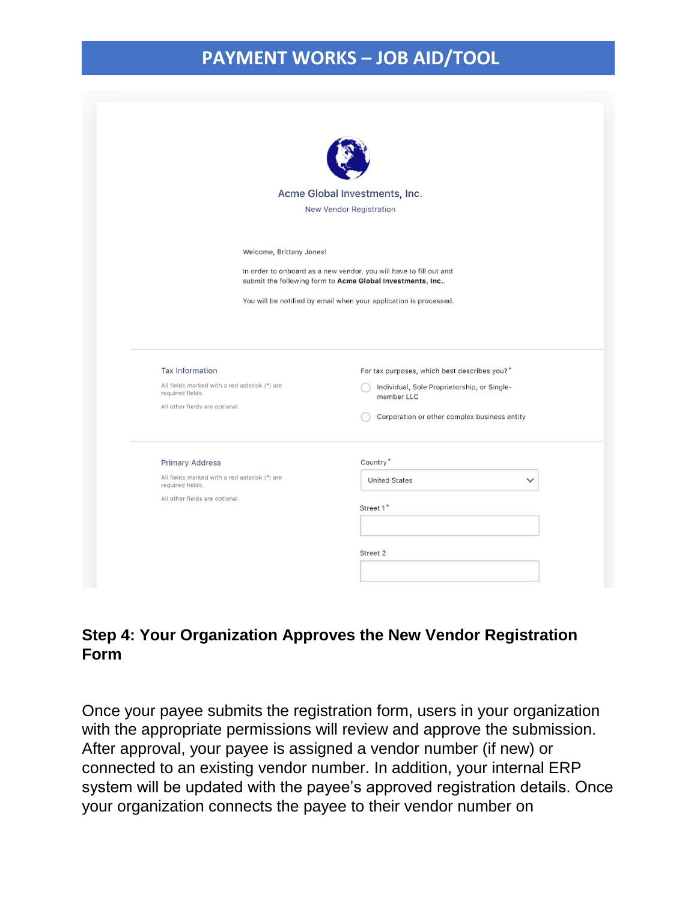Acme Global Investments, Inc.

New Vendor Registration

Welcome, Brittany Jones!

In order to onboard as a new vendor, you will have to fill out and submit the following form to **Acme Global Investments, Inc.**.

You will be notified by email when your application is processed.

Tax Information

All fields marked with a red asterisk (*) are required fields.

All other fields are optional.

For tax purposes, which best describes you?*

- Individual, Sole Proprietorship, or Single-member LLC
- Corporation or other complex business entity

Primary Address

All fields marked with a red asterisk (*) are required fields.

All other fields are optional.

Country*

United States

Street 1*

Street 2

### Step 4: Your Organization Approves the New Vendor Registration Form

Once your payee submits the registration form, users in your organization with the appropriate permissions will review and approve the submission. After approval, your payee is assigned a vendor number (if new) or connected to an existing vendor number. In addition, your internal ERP system will be updated with the payee's approved registration details. Once your organization connects the payee to their vendor number on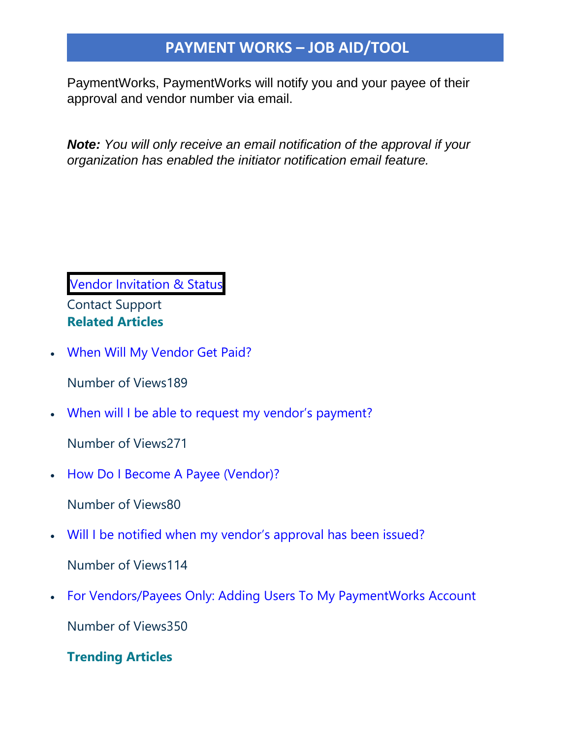PaymentWorks, PaymentWorks will notify you and your payee of their approval and vendor number via email.

***Note:*** *You will only receive an email notification of the approval if your organization has enabled the initiator notification email feature.*

Vendor Invitation & Status

Contact Support

**Related Articles**

- When Will My Vendor Get Paid?

  Number of Views189

- When will I be able to request my vendor's payment?

  Number of Views271

- How Do I Become A Payee (Vendor)?

  Number of Views80

- Will I be notified when my vendor's approval has been issued?

  Number of Views114

- For Vendors/Payees Only: Adding Users To My PaymentWorks Account

  Number of Views350

**Trending Articles**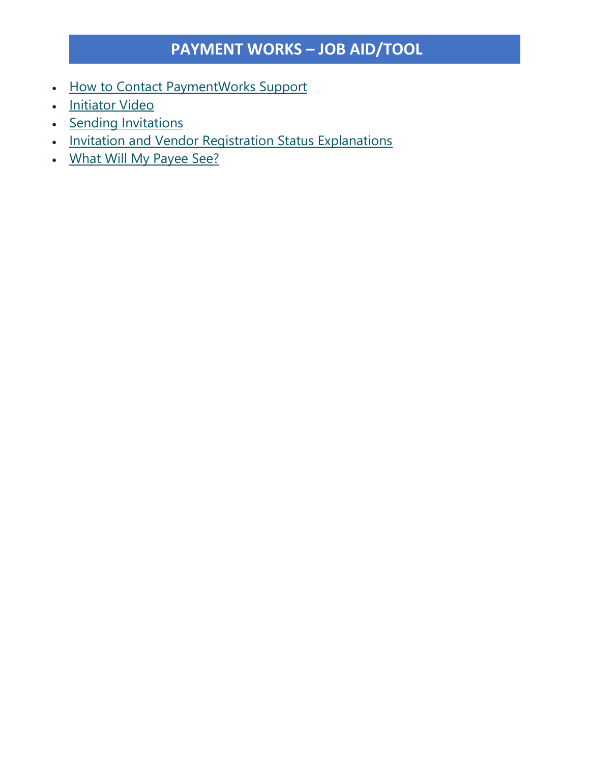# PAYMENT WORKS – JOB AID/TOOL

- How to Contact PaymentWorks Support
- Initiator Video
- Sending Invitations
- Invitation and Vendor Registration Status Explanations
- What Will My Payee See?